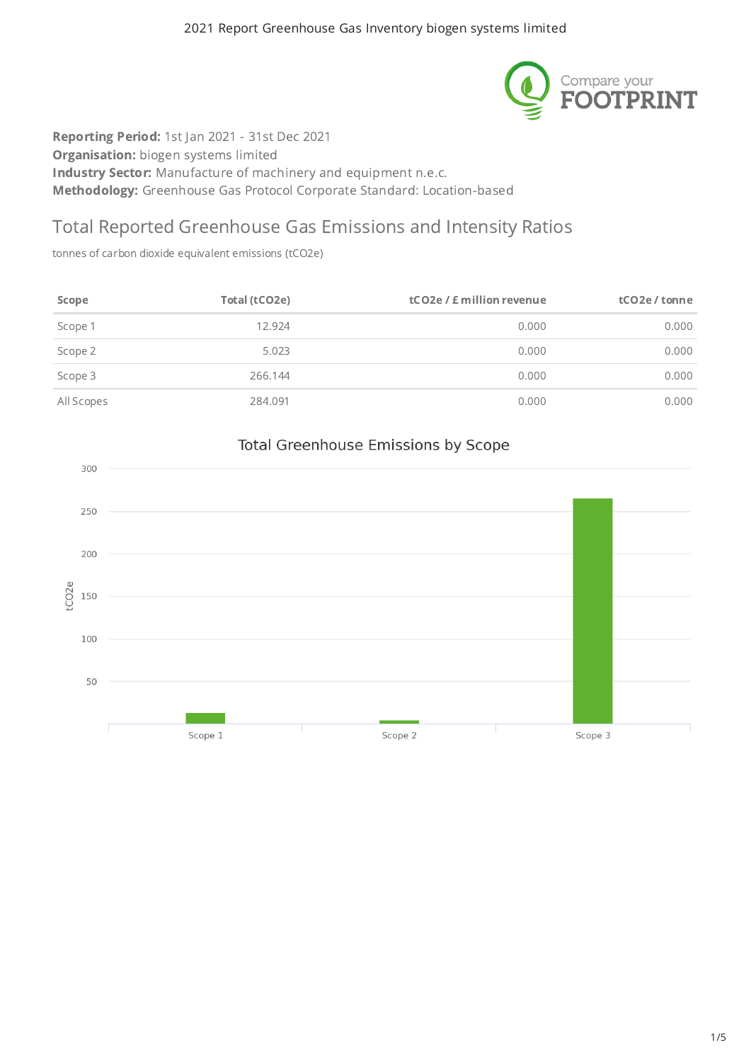2021 Report Greenhouse Gas Inventory biogen systems limited

**Reporting Period:** 1st Jan 2021 - 31st Dec 2021
**Organisation:** biogen systems limited
**Industry Sector:** Manufacture of machinery and equipment n.e.c.
**Methodology:** Greenhouse Gas Protocol Corporate Standard: Location-based

## Total Reported Greenhouse Gas Emissions and Intensity Ratios

tonnes of carbon dioxide equivalent emissions (tCO2e)

| Scope | Total (tCO2e) | tCO2e / £ million revenue | tCO2e / tonne |
|---|---|---|---|
| Scope 1 | 12.924 | 0.000 | 0.000 |
| Scope 2 | 5.023 | 0.000 | 0.000 |
| Scope 3 | 266.144 | 0.000 | 0.000 |
| All Scopes | 284.091 | 0.000 | 0.000 |

Total Greenhouse Emissions by Scope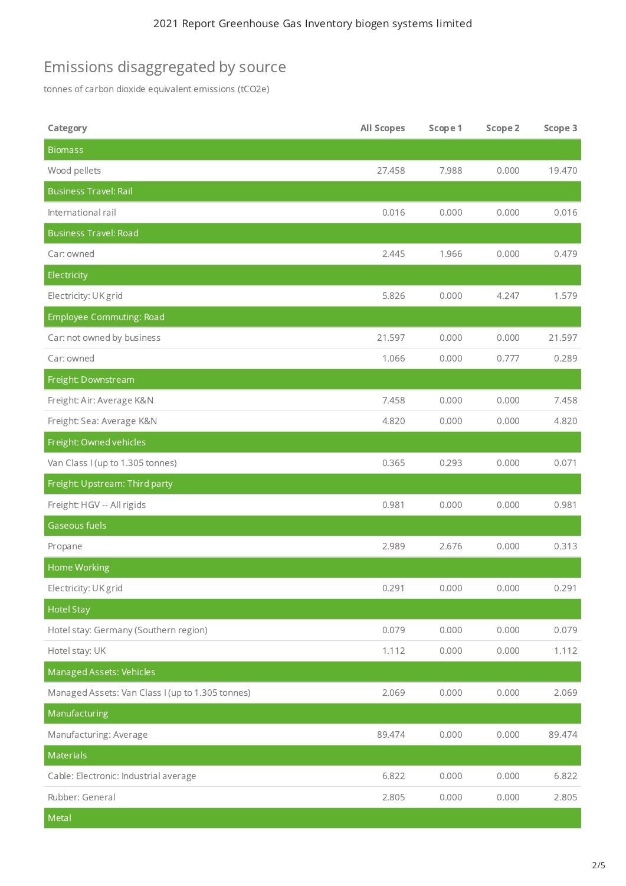## Emissions disaggregated by source

tonnes of carbon dioxide equivalent emissions ($tCO_2e$)

| Category | All Scopes | Scope 1 | Scope 2 | Scope 3 |
|---|---|---|---|---|
| **Biomass** | | | | |
| Wood pellets | 27.458 | 7.988 | 0.000 | 19.470 |
| **Business Travel: Rail** | | | | |
| International rail | 0.016 | 0.000 | 0.000 | 0.016 |
| **Business Travel: Road** | | | | |
| Car: owned | 2.445 | 1.966 | 0.000 | 0.479 |
| **Electricity** | | | | |
| Electricity: UK grid | 5.826 | 0.000 | 4.247 | 1.579 |
| **Employee Commuting: Road** | | | | |
| Car: not owned by business | 21.597 | 0.000 | 0.000 | 21.597 |
| Car: owned | 1.066 | 0.000 | 0.777 | 0.289 |
| **Freight: Downstream** | | | | |
| Freight: Air: Average K&N | 7.458 | 0.000 | 0.000 | 7.458 |
| Freight: Sea: Average K&N | 4.820 | 0.000 | 0.000 | 4.820 |
| **Freight: Owned vehicles** | | | | |
| Van Class I (up to 1.305 tonnes) | 0.365 | 0.293 | 0.000 | 0.071 |
| **Freight: Upstream: Third party** | | | | |
| Freight: HGV -- All rigids | 0.981 | 0.000 | 0.000 | 0.981 |
| **Gaseous fuels** | | | | |
| Propane | 2.989 | 2.676 | 0.000 | 0.313 |
| **Home Working** | | | | |
| Electricity: UK grid | 0.291 | 0.000 | 0.000 | 0.291 |
| **Hotel Stay** | | | | |
| Hotel stay: Germany (Southern region) | 0.079 | 0.000 | 0.000 | 0.079 |
| Hotel stay: UK | 1.112 | 0.000 | 0.000 | 1.112 |
| **Managed Assets: Vehicles** | | | | |
| Managed Assets: Van Class I (up to 1.305 tonnes) | 2.069 | 0.000 | 0.000 | 2.069 |
| **Manufacturing** | | | | |
| Manufacturing: Average | 89.474 | 0.000 | 0.000 | 89.474 |
| **Materials** | | | | |
| Cable: Electronic: Industrial average | 6.822 | 0.000 | 0.000 | 6.822 |
| Rubber: General | 2.805 | 0.000 | 0.000 | 2.805 |
| **Metal** | | | | |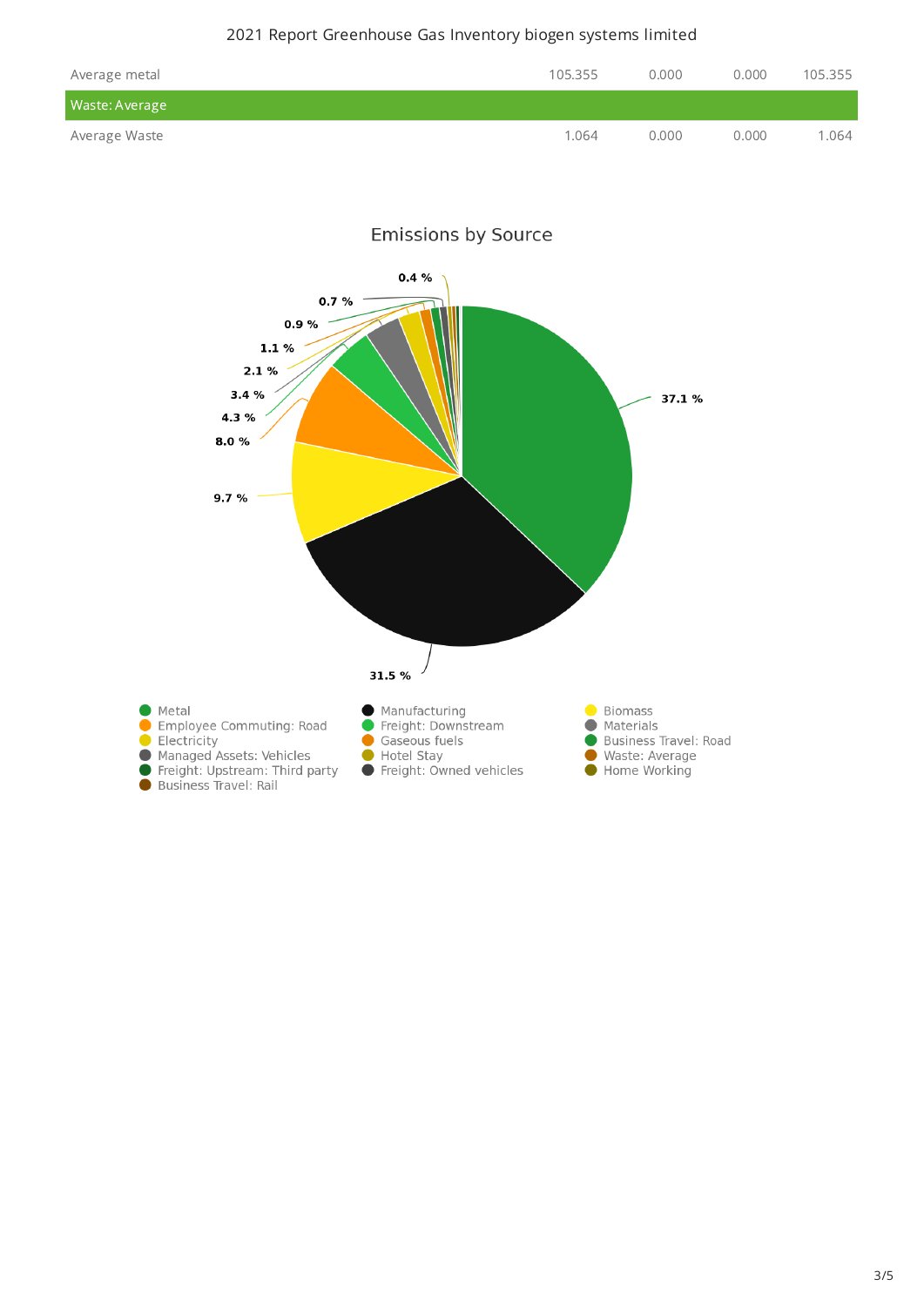| | | | | |
|---|---|---|---|---|
| Average metal | 105.355 | 0.000 | 0.000 | 105.355 |
| **Waste: Average** | | | | |
| Average Waste | 1.064 | 0.000 | 0.000 | 1.064 |

## Emissions by Source

- 37.1 %
- 31.5 %
- 9.7 %
- 8.0 %
- 4.3 %
- 3.4 %
- 2.1 %
- 1.1 %
- 0.9 %
- 0.7 %
- 0.4 %

Legend: Metal, Manufacturing, Biomass, Employee Commuting: Road, Freight: Downstream, Materials, Electricity, Gaseous fuels, Business Travel: Road, Managed Assets: Vehicles, Hotel Stay, Waste: Average, Freight: Upstream: Third party, Freight: Owned vehicles, Home Working, Business Travel: Rail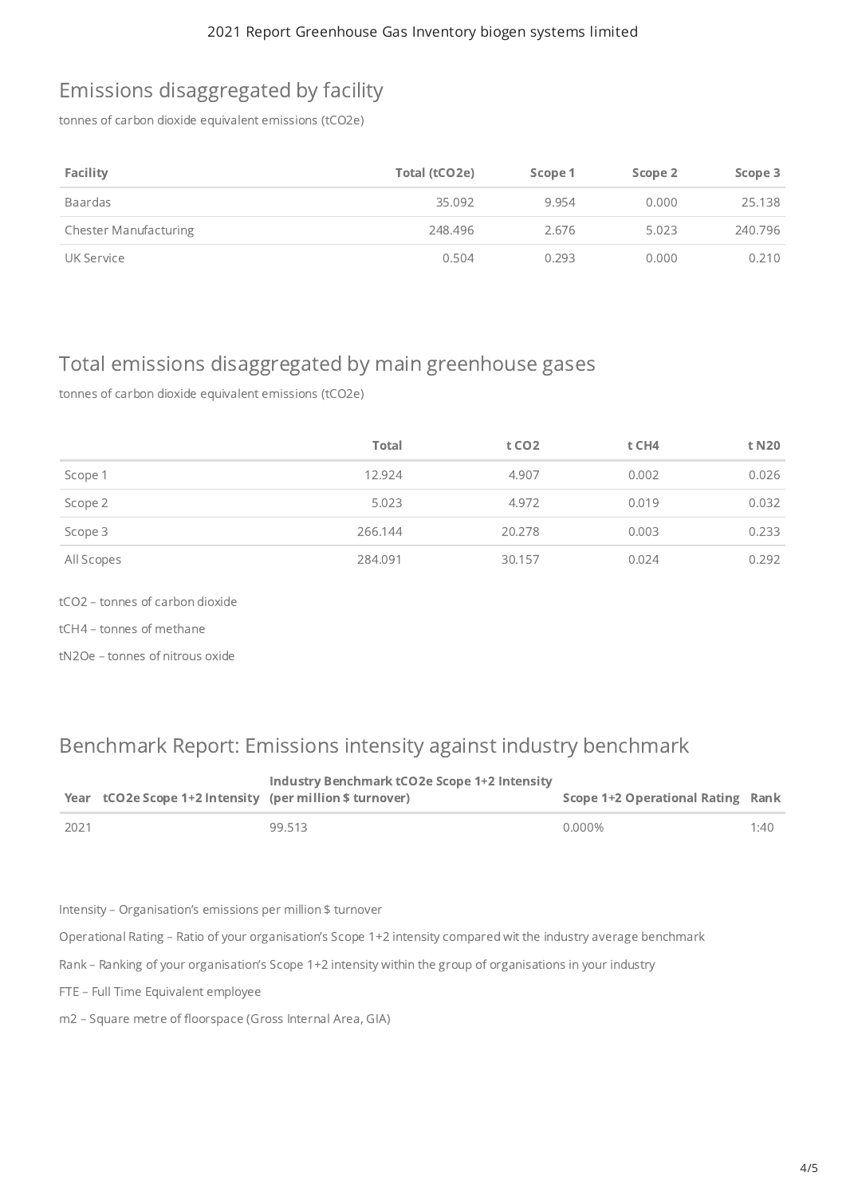## Emissions disaggregated by facility

tonnes of carbon dioxide equivalent emissions ($tCO_2e$)

| Facility | Total ($tCO_2e$) | Scope 1 | Scope 2 | Scope 3 |
|---|---|---|---|---|
| Baardas | 35.092 | 9.954 | 0.000 | 25.138 |
| Chester Manufacturing | 248.496 | 2.676 | 5.023 | 240.796 |
| UK Service | 0.504 | 0.293 | 0.000 | 0.210 |

## Total emissions disaggregated by main greenhouse gases

tonnes of carbon dioxide equivalent emissions ($tCO_2e$)

| | Total | t $CO_2$ | t $CH_4$ | t N20 |
|---|---|---|---|---|
| Scope 1 | 12.924 | 4.907 | 0.002 | 0.026 |
| Scope 2 | 5.023 | 4.972 | 0.019 | 0.032 |
| Scope 3 | 266.144 | 20.278 | 0.003 | 0.233 |
| All Scopes | 284.091 | 30.157 | 0.024 | 0.292 |

$tCO_2$ – tonnes of carbon dioxide

$tCH_4$ – tonnes of methane

$tN_2Oe$ – tonnes of nitrous oxide

## Benchmark Report: Emissions intensity against industry benchmark

| Year | $tCO_2e$ Scope 1+2 Intensity | Industry Benchmark $tCO_2e$ Scope 1+2 Intensity (per million $ turnover) | Scope 1+2 Operational Rating | Rank |
|---|---|---|---|---|
| 2021 | | 99.513 | 0.000% | 1:40 |

Intensity – Organisation's emissions per million $ turnover

Operational Rating – Ratio of your organisation's Scope 1+2 intensity compared wit the industry average benchmark

Rank – Ranking of your organisation's Scope 1+2 intensity within the group of organisations in your industry

FTE – Full Time Equivalent employee

m2 – Square metre of floorspace (Gross Internal Area, GIA)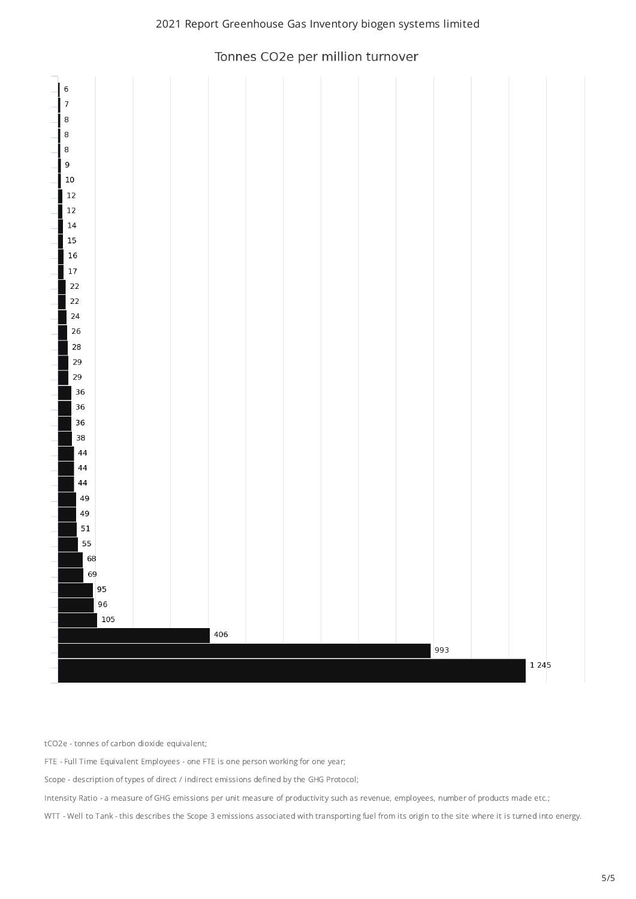Tonnes CO2e per million turnover

6
7
8
8
8
9
10
12
12
14
15
16
17
22
22
24
26
28
29
29
36
36
36
38
44
44
44
49
49
51
55
68
69
95
96
105
406
993
1 245

tCO2e - tonnes of carbon dioxide equivalent;

FTE - Full Time Equivalent Employees - one FTE is one person working for one year;

Scope - description of types of direct / indirect emissions defined by the GHG Protocol;

Intensity Ratio - a measure of GHG emissions per unit measure of productivity such as revenue, employees, number of products made etc.;

WTT - Well to Tank - this describes the Scope 3 emissions associated with transporting fuel from its origin to the site where it is turned into energy.